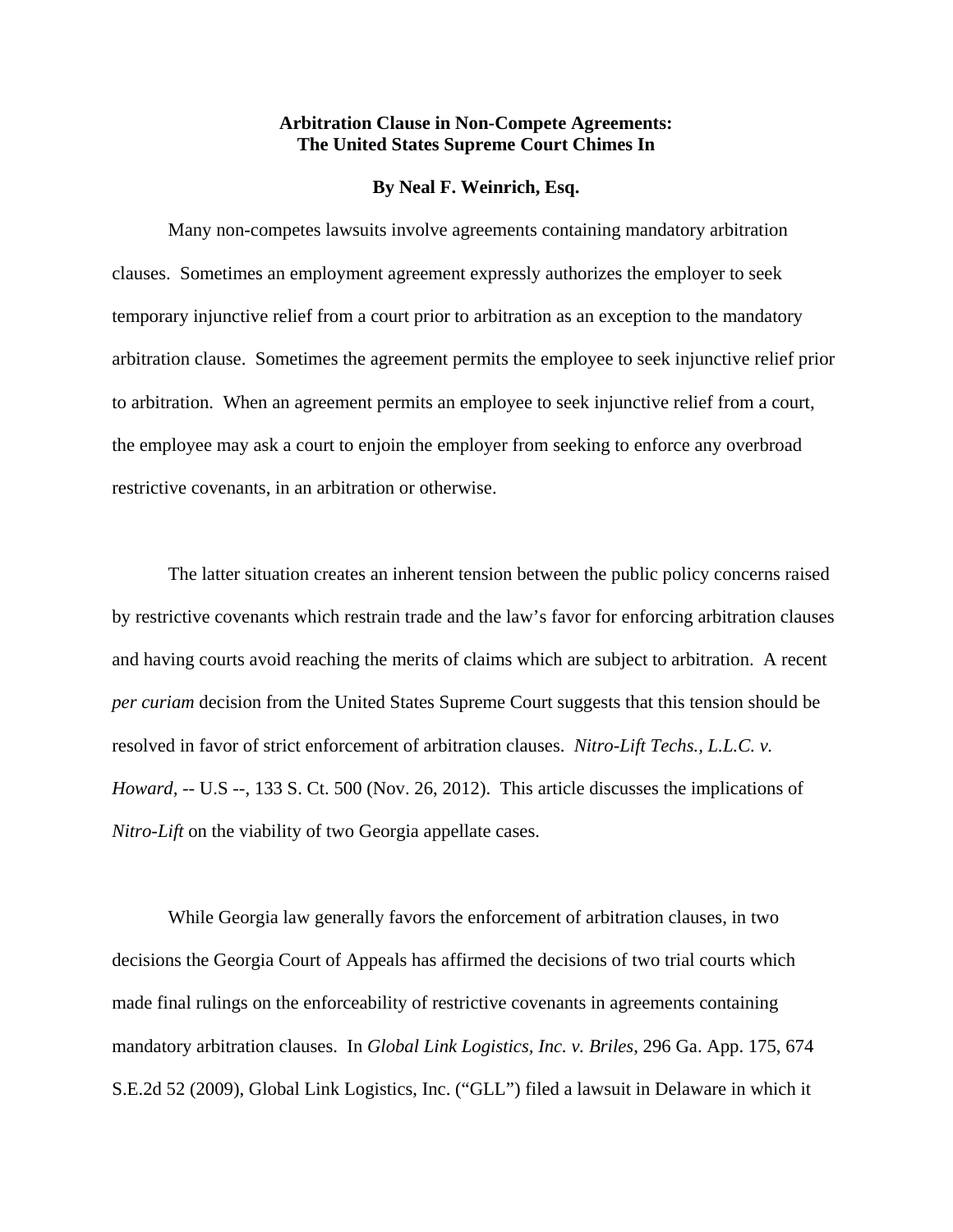# Arbitration Clause in Non-Compete Agreements:
# The United States Supreme Court Chimes In

**By Neal F. Weinrich, Esq.**

Many non-competes lawsuits involve agreements containing mandatory arbitration clauses. Sometimes an employment agreement expressly authorizes the employer to seek temporary injunctive relief from a court prior to arbitration as an exception to the mandatory arbitration clause. Sometimes the agreement permits the employee to seek injunctive relief prior to arbitration. When an agreement permits an employee to seek injunctive relief from a court, the employee may ask a court to enjoin the employer from seeking to enforce any overbroad restrictive covenants, in an arbitration or otherwise.

The latter situation creates an inherent tension between the public policy concerns raised by restrictive covenants which restrain trade and the law's favor for enforcing arbitration clauses and having courts avoid reaching the merits of claims which are subject to arbitration. A recent *per curiam* decision from the United States Supreme Court suggests that this tension should be resolved in favor of strict enforcement of arbitration clauses. *Nitro-Lift Techs., L.L.C. v. Howard*, -- U.S --, 133 S. Ct. 500 (Nov. 26, 2012). This article discusses the implications of *Nitro-Lift* on the viability of two Georgia appellate cases.

While Georgia law generally favors the enforcement of arbitration clauses, in two decisions the Georgia Court of Appeals has affirmed the decisions of two trial courts which made final rulings on the enforceability of restrictive covenants in agreements containing mandatory arbitration clauses. In *Global Link Logistics, Inc. v. Briles*, 296 Ga. App. 175, 674 S.E.2d 52 (2009), Global Link Logistics, Inc. ("GLL") filed a lawsuit in Delaware in which it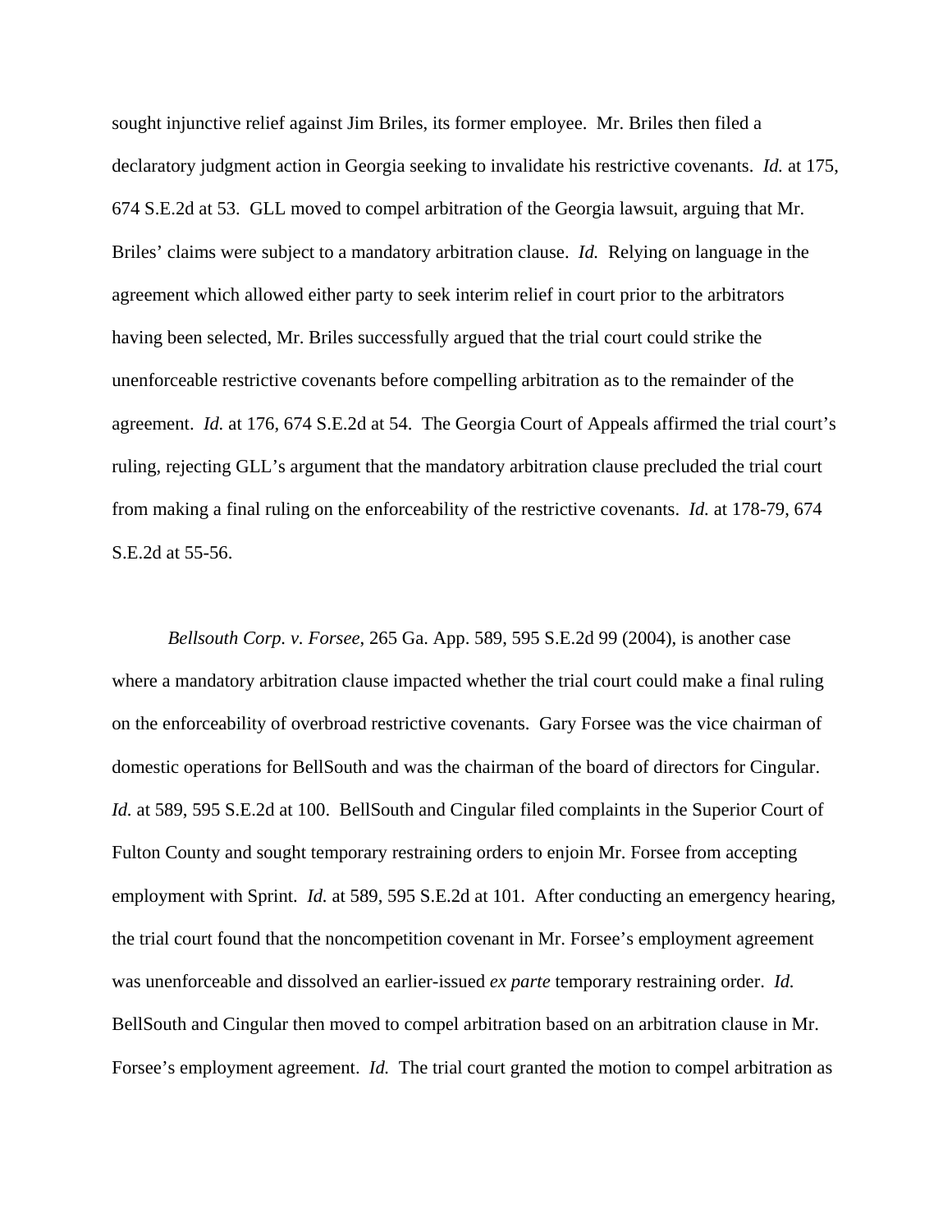sought injunctive relief against Jim Briles, its former employee. Mr. Briles then filed a declaratory judgment action in Georgia seeking to invalidate his restrictive covenants. *Id.* at 175, 674 S.E.2d at 53. GLL moved to compel arbitration of the Georgia lawsuit, arguing that Mr. Briles' claims were subject to a mandatory arbitration clause. *Id.* Relying on language in the agreement which allowed either party to seek interim relief in court prior to the arbitrators having been selected, Mr. Briles successfully argued that the trial court could strike the unenforceable restrictive covenants before compelling arbitration as to the remainder of the agreement. *Id.* at 176, 674 S.E.2d at 54. The Georgia Court of Appeals affirmed the trial court's ruling, rejecting GLL's argument that the mandatory arbitration clause precluded the trial court from making a final ruling on the enforceability of the restrictive covenants. *Id.* at 178-79, 674 S.E.2d at 55-56.

*Bellsouth Corp. v. Forsee*, 265 Ga. App. 589, 595 S.E.2d 99 (2004), is another case where a mandatory arbitration clause impacted whether the trial court could make a final ruling on the enforceability of overbroad restrictive covenants. Gary Forsee was the vice chairman of domestic operations for BellSouth and was the chairman of the board of directors for Cingular. *Id.* at 589, 595 S.E.2d at 100. BellSouth and Cingular filed complaints in the Superior Court of Fulton County and sought temporary restraining orders to enjoin Mr. Forsee from accepting employment with Sprint. *Id.* at 589, 595 S.E.2d at 101. After conducting an emergency hearing, the trial court found that the noncompetition covenant in Mr. Forsee's employment agreement was unenforceable and dissolved an earlier-issued *ex parte* temporary restraining order. *Id.* BellSouth and Cingular then moved to compel arbitration based on an arbitration clause in Mr. Forsee's employment agreement. *Id.* The trial court granted the motion to compel arbitration as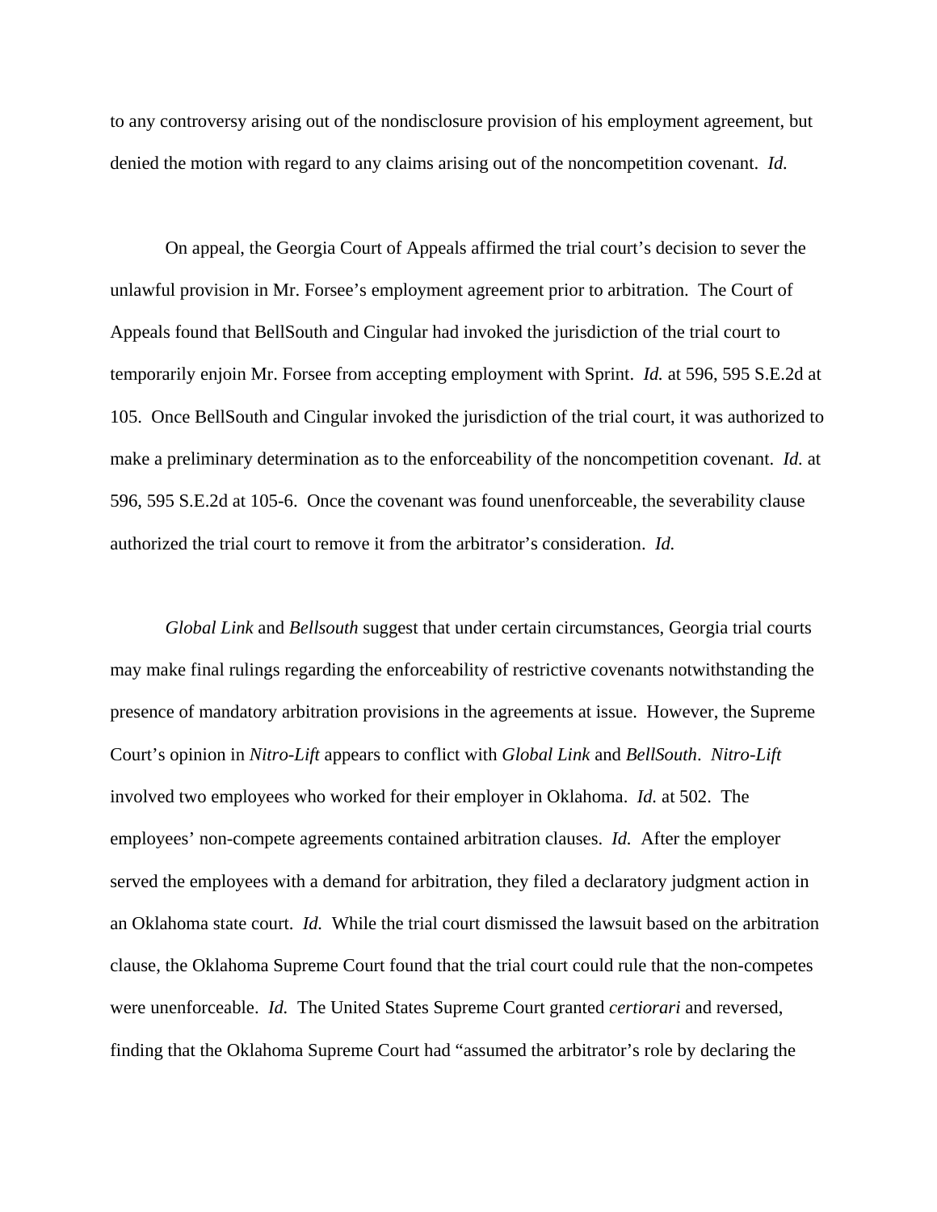to any controversy arising out of the nondisclosure provision of his employment agreement, but denied the motion with regard to any claims arising out of the noncompetition covenant. *Id.*

On appeal, the Georgia Court of Appeals affirmed the trial court's decision to sever the unlawful provision in Mr. Forsee's employment agreement prior to arbitration. The Court of Appeals found that BellSouth and Cingular had invoked the jurisdiction of the trial court to temporarily enjoin Mr. Forsee from accepting employment with Sprint. *Id.* at 596, 595 S.E.2d at 105. Once BellSouth and Cingular invoked the jurisdiction of the trial court, it was authorized to make a preliminary determination as to the enforceability of the noncompetition covenant. *Id.* at 596, 595 S.E.2d at 105-6. Once the covenant was found unenforceable, the severability clause authorized the trial court to remove it from the arbitrator's consideration. *Id.*

*Global Link* and *Bellsouth* suggest that under certain circumstances, Georgia trial courts may make final rulings regarding the enforceability of restrictive covenants notwithstanding the presence of mandatory arbitration provisions in the agreements at issue. However, the Supreme Court's opinion in *Nitro-Lift* appears to conflict with *Global Link* and *BellSouth*. *Nitro-Lift* involved two employees who worked for their employer in Oklahoma. *Id.* at 502. The employees' non-compete agreements contained arbitration clauses. *Id.* After the employer served the employees with a demand for arbitration, they filed a declaratory judgment action in an Oklahoma state court. *Id.* While the trial court dismissed the lawsuit based on the arbitration clause, the Oklahoma Supreme Court found that the trial court could rule that the non-competes were unenforceable. *Id.* The United States Supreme Court granted *certiorari* and reversed, finding that the Oklahoma Supreme Court had "assumed the arbitrator's role by declaring the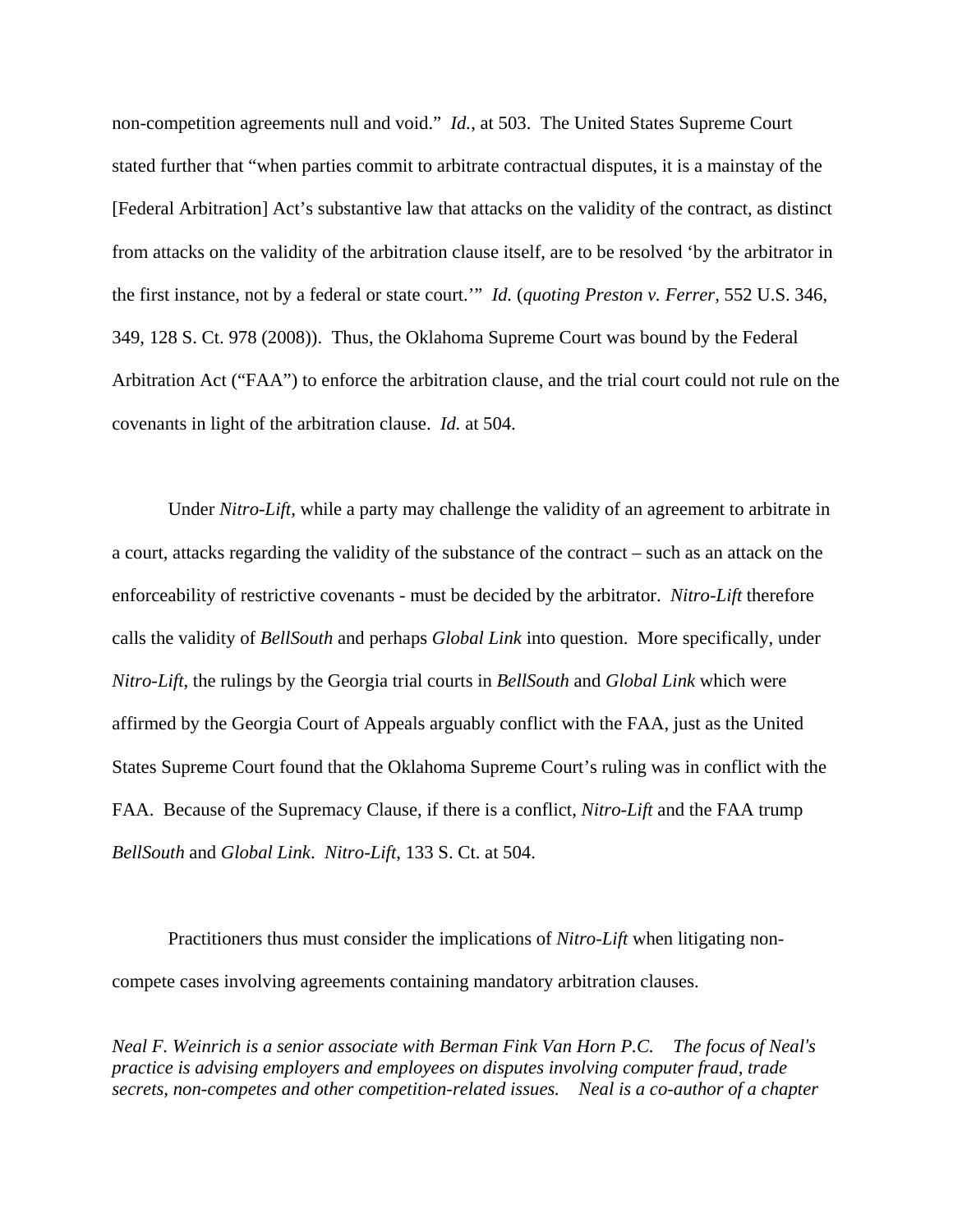non-competition agreements null and void." *Id.*, at 503. The United States Supreme Court stated further that "when parties commit to arbitrate contractual disputes, it is a mainstay of the [Federal Arbitration] Act's substantive law that attacks on the validity of the contract, as distinct from attacks on the validity of the arbitration clause itself, are to be resolved 'by the arbitrator in the first instance, not by a federal or state court.'" *Id.* (*quoting Preston v. Ferrer*, 552 U.S. 346, 349, 128 S. Ct. 978 (2008)). Thus, the Oklahoma Supreme Court was bound by the Federal Arbitration Act ("FAA") to enforce the arbitration clause, and the trial court could not rule on the covenants in light of the arbitration clause. *Id.* at 504.

Under *Nitro-Lift*, while a party may challenge the validity of an agreement to arbitrate in a court, attacks regarding the validity of the substance of the contract – such as an attack on the enforceability of restrictive covenants - must be decided by the arbitrator. *Nitro-Lift* therefore calls the validity of *BellSouth* and perhaps *Global Link* into question. More specifically, under *Nitro-Lift*, the rulings by the Georgia trial courts in *BellSouth* and *Global Link* which were affirmed by the Georgia Court of Appeals arguably conflict with the FAA, just as the United States Supreme Court found that the Oklahoma Supreme Court's ruling was in conflict with the FAA. Because of the Supremacy Clause, if there is a conflict, *Nitro-Lift* and the FAA trump *BellSouth* and *Global Link*. *Nitro-Lift*, 133 S. Ct. at 504.

Practitioners thus must consider the implications of *Nitro-Lift* when litigating non-compete cases involving agreements containing mandatory arbitration clauses.

*Neal F. Weinrich is a senior associate with Berman Fink Van Horn P.C. The focus of Neal's practice is advising employers and employees on disputes involving computer fraud, trade secrets, non-competes and other competition-related issues. Neal is a co-author of a chapter*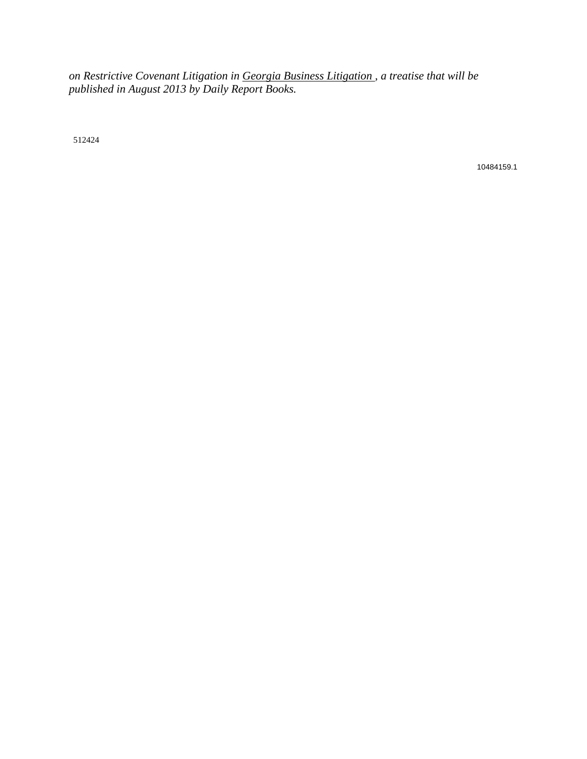*on Restrictive Covenant Litigation in Georgia Business Litigation , a treatise that will be published in August 2013 by Daily Report Books.*

512424

10484159.1